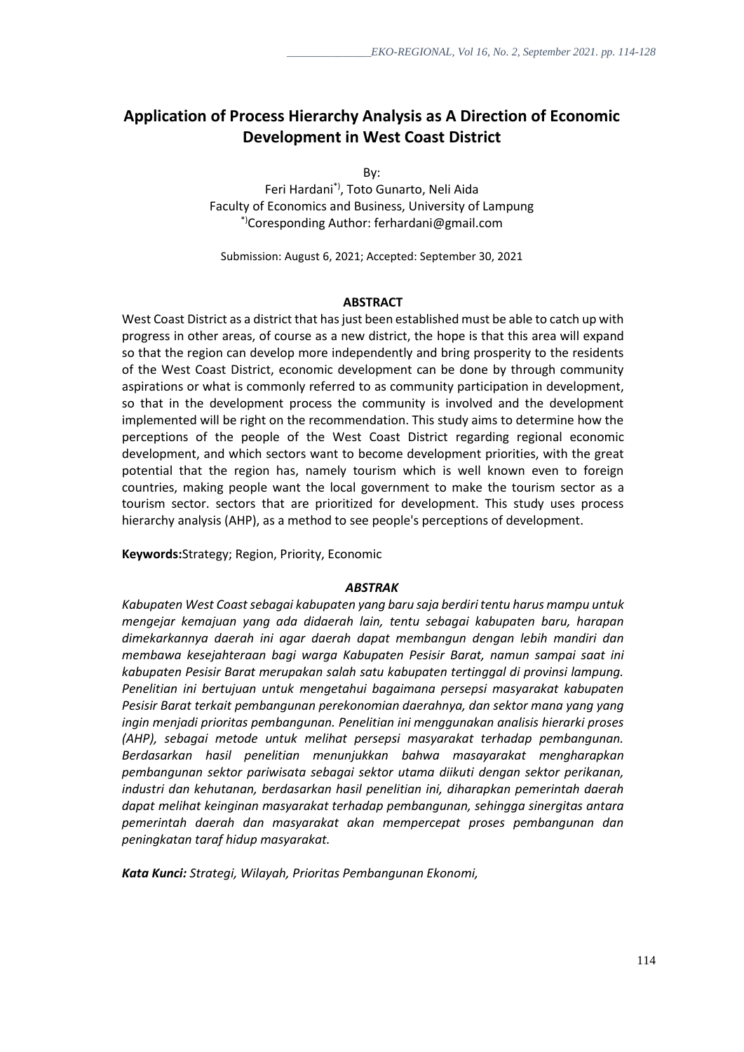# Application of Process Hierarchy Analysis as A Direction of Economic Development in West Coast District

By:

Feri Hardani[*)], Toto Gunarto, Neli Aida

Faculty of Economics and Business, University of Lampung

[*)]Coresponding Author: ferhardani@gmail.com

Submission: August 6, 2021; Accepted: September 30, 2021

## ABSTRACT

West Coast District as a district that has just been established must be able to catch up with progress in other areas, of course as a new district, the hope is that this area will expand so that the region can develop more independently and bring prosperity to the residents of the West Coast District, economic development can be done by through community aspirations or what is commonly referred to as community participation in development, so that in the development process the community is involved and the development implemented will be right on the recommendation. This study aims to determine how the perceptions of the people of the West Coast District regarding regional economic development, and which sectors want to become development priorities, with the great potential that the region has, namely tourism which is well known even to foreign countries, making people want the local government to make the tourism sector as a tourism sector. sectors that are prioritized for development. This study uses process hierarchy analysis (AHP), as a method to see people's perceptions of development.

**Keywords:**Strategy; Region, Priority, Economic

## *ABSTRAK*

*Kabupaten West Coast sebagai kabupaten yang baru saja berdiri tentu harus mampu untuk mengejar kemajuan yang ada didaerah lain, tentu sebagai kabupaten baru, harapan dimekarkannya daerah ini agar daerah dapat membangun dengan lebih mandiri dan membawa kesejahteraan bagi warga Kabupaten Pesisir Barat, namun sampai saat ini kabupaten Pesisir Barat merupakan salah satu kabupaten tertinggal di provinsi lampung. Penelitian ini bertujuan untuk mengetahui bagaimana persepsi masyarakat kabupaten Pesisir Barat terkait pembangunan perekonomian daerahnya, dan sektor mana yang yang ingin menjadi prioritas pembangunan. Penelitian ini menggunakan analisis hierarki proses (AHP), sebagai metode untuk melihat persepsi masyarakat terhadap pembangunan. Berdasarkan hasil penelitian menunjukkan bahwa masayarakat mengharapkan pembangunan sektor pariwisata sebagai sektor utama diikuti dengan sektor perikanan, industri dan kehutanan, berdasarkan hasil penelitian ini, diharapkan pemerintah daerah dapat melihat keinginan masyarakat terhadap pembangunan, sehingga sinergitas antara pemerintah daerah dan masyarakat akan mempercepat proses pembangunan dan peningkatan taraf hidup masyarakat.*

***Kata Kunci:** Strategi, Wilayah, Prioritas Pembangunan Ekonomi,*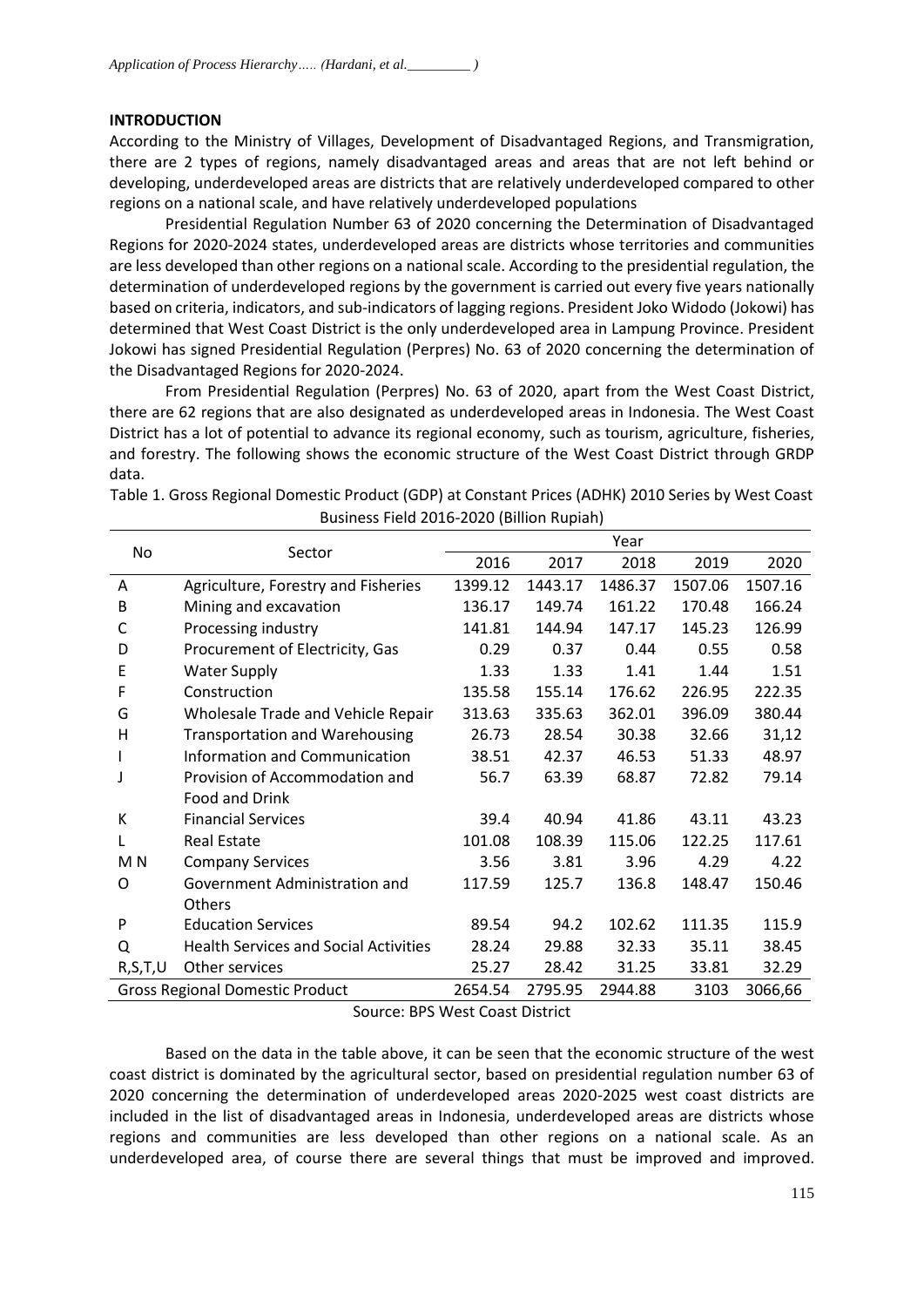## INTRODUCTION

According to the Ministry of Villages, Development of Disadvantaged Regions, and Transmigration, there are 2 types of regions, namely disadvantaged areas and areas that are not left behind or developing, underdeveloped areas are districts that are relatively underdeveloped compared to other regions on a national scale, and have relatively underdeveloped populations

Presidential Regulation Number 63 of 2020 concerning the Determination of Disadvantaged Regions for 2020-2024 states, underdeveloped areas are districts whose territories and communities are less developed than other regions on a national scale. According to the presidential regulation, the determination of underdeveloped regions by the government is carried out every five years nationally based on criteria, indicators, and sub-indicators of lagging regions. President Joko Widodo (Jokowi) has determined that West Coast District is the only underdeveloped area in Lampung Province. President Jokowi has signed Presidential Regulation (Perpres) No. 63 of 2020 concerning the determination of the Disadvantaged Regions for 2020-2024.

From Presidential Regulation (Perpres) No. 63 of 2020, apart from the West Coast District, there are 62 regions that are also designated as underdeveloped areas in Indonesia. The West Coast District has a lot of potential to advance its regional economy, such as tourism, agriculture, fisheries, and forestry. The following shows the economic structure of the West Coast District through GRDP data.

Table 1. Gross Regional Domestic Product (GDP) at Constant Prices (ADHK) 2010 Series by West Coast Business Field 2016-2020 (Billion Rupiah)

| No | Sector | Year | | | | |
|---|---|---|---|---|---|---|
| | | 2016 | 2017 | 2018 | 2019 | 2020 |
| A | Agriculture, Forestry and Fisheries | 1399.12 | 1443.17 | 1486.37 | 1507.06 | 1507.16 |
| B | Mining and excavation | 136.17 | 149.74 | 161.22 | 170.48 | 166.24 |
| C | Processing industry | 141.81 | 144.94 | 147.17 | 145.23 | 126.99 |
| D | Procurement of Electricity, Gas | 0.29 | 0.37 | 0.44 | 0.55 | 0.58 |
| E | Water Supply | 1.33 | 1.33 | 1.41 | 1.44 | 1.51 |
| F | Construction | 135.58 | 155.14 | 176.62 | 226.95 | 222.35 |
| G | Wholesale Trade and Vehicle Repair | 313.63 | 335.63 | 362.01 | 396.09 | 380.44 |
| H | Transportation and Warehousing | 26.73 | 28.54 | 30.38 | 32.66 | 31,12 |
| I | Information and Communication | 38.51 | 42.37 | 46.53 | 51.33 | 48.97 |
| J | Provision of Accommodation and Food and Drink | 56.7 | 63.39 | 68.87 | 72.82 | 79.14 |
| K | Financial Services | 39.4 | 40.94 | 41.86 | 43.11 | 43.23 |
| L | Real Estate | 101.08 | 108.39 | 115.06 | 122.25 | 117.61 |
| M N | Company Services | 3.56 | 3.81 | 3.96 | 4.29 | 4.22 |
| O | Government Administration and Others | 117.59 | 125.7 | 136.8 | 148.47 | 150.46 |
| P | Education Services | 89.54 | 94.2 | 102.62 | 111.35 | 115.9 |
| Q | Health Services and Social Activities | 28.24 | 29.88 | 32.33 | 35.11 | 38.45 |
| R,S,T,U | Other services | 25.27 | 28.42 | 31.25 | 33.81 | 32.29 |
| Gross Regional Domestic Product | | 2654.54 | 2795.95 | 2944.88 | 3103 | 3066,66 |

Source: BPS West Coast District

Based on the data in the table above, it can be seen that the economic structure of the west coast district is dominated by the agricultural sector, based on presidential regulation number 63 of 2020 concerning the determination of underdeveloped areas 2020-2025 west coast districts are included in the list of disadvantaged areas in Indonesia, underdeveloped areas are districts whose regions and communities are less developed than other regions on a national scale. As an underdeveloped area, of course there are several things that must be improved and improved.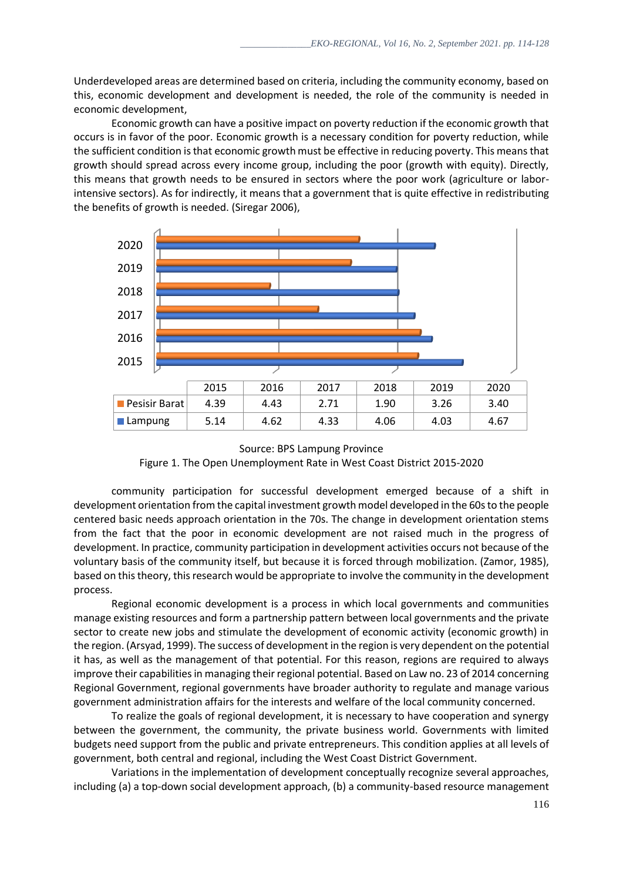Underdeveloped areas are determined based on criteria, including the community economy, based on this, economic development and development is needed, the role of the community is needed in economic development,

Economic growth can have a positive impact on poverty reduction if the economic growth that occurs is in favor of the poor. Economic growth is a necessary condition for poverty reduction, while the sufficient condition is that economic growth must be effective in reducing poverty. This means that growth should spread across every income group, including the poor (growth with equity). Directly, this means that growth needs to be ensured in sectors where the poor work (agriculture or labor-intensive sectors). As for indirectly, it means that a government that is quite effective in redistributing the benefits of growth is needed. (Siregar 2006),

| | 2015 | 2016 | 2017 | 2018 | 2019 | 2020 |
|---|---|---|---|---|---|---|
| Pesisir Barat | 4.39 | 4.43 | 2.71 | 1.90 | 3.26 | 3.40 |
| Lampung | 5.14 | 4.62 | 4.33 | 4.06 | 4.03 | 4.67 |

Source: BPS Lampung Province

Figure 1. The Open Unemployment Rate in West Coast District 2015-2020

community participation for successful development emerged because of a shift in development orientation from the capital investment growth model developed in the 60s to the people centered basic needs approach orientation in the 70s. The change in development orientation stems from the fact that the poor in economic development are not raised much in the progress of development. In practice, community participation in development activities occurs not because of the voluntary basis of the community itself, but because it is forced through mobilization. (Zamor, 1985), based on this theory, this research would be appropriate to involve the community in the development process.

Regional economic development is a process in which local governments and communities manage existing resources and form a partnership pattern between local governments and the private sector to create new jobs and stimulate the development of economic activity (economic growth) in the region. (Arsyad, 1999). The success of development in the region is very dependent on the potential it has, as well as the management of that potential. For this reason, regions are required to always improve their capabilities in managing their regional potential. Based on Law no. 23 of 2014 concerning Regional Government, regional governments have broader authority to regulate and manage various government administration affairs for the interests and welfare of the local community concerned.

To realize the goals of regional development, it is necessary to have cooperation and synergy between the government, the community, the private business world. Governments with limited budgets need support from the public and private entrepreneurs. This condition applies at all levels of government, both central and regional, including the West Coast District Government.

Variations in the implementation of development conceptually recognize several approaches, including (a) a top-down social development approach, (b) a community-based resource management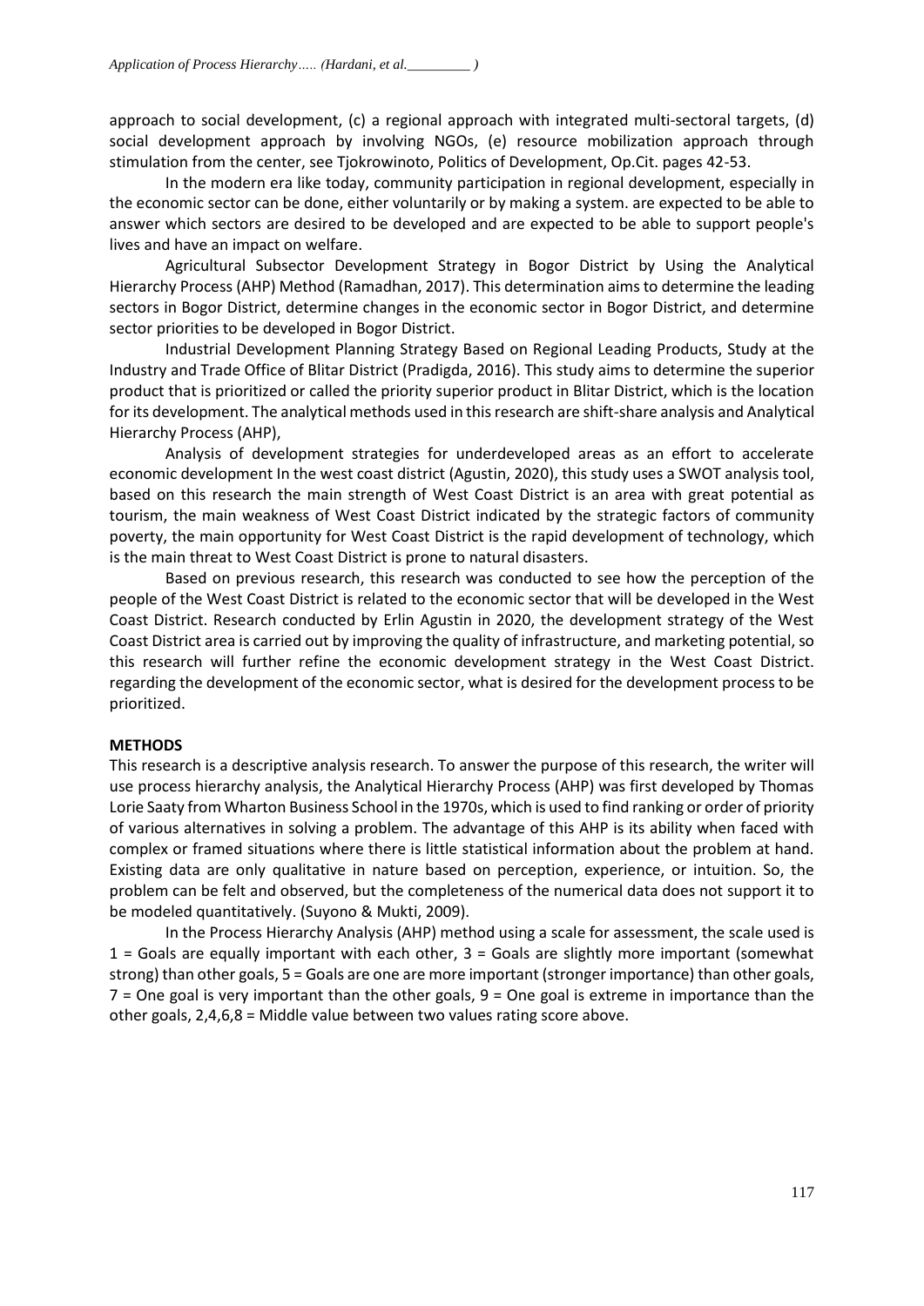approach to social development, (c) a regional approach with integrated multi-sectoral targets, (d) social development approach by involving NGOs, (e) resource mobilization approach through stimulation from the center, see Tjokrowinoto, Politics of Development, Op.Cit. pages 42-53.

In the modern era like today, community participation in regional development, especially in the economic sector can be done, either voluntarily or by making a system. are expected to be able to answer which sectors are desired to be developed and are expected to be able to support people's lives and have an impact on welfare.

Agricultural Subsector Development Strategy in Bogor District by Using the Analytical Hierarchy Process (AHP) Method (Ramadhan, 2017). This determination aims to determine the leading sectors in Bogor District, determine changes in the economic sector in Bogor District, and determine sector priorities to be developed in Bogor District.

Industrial Development Planning Strategy Based on Regional Leading Products, Study at the Industry and Trade Office of Blitar District (Pradigda, 2016). This study aims to determine the superior product that is prioritized or called the priority superior product in Blitar District, which is the location for its development. The analytical methods used in this research are shift-share analysis and Analytical Hierarchy Process (AHP),

Analysis of development strategies for underdeveloped areas as an effort to accelerate economic development In the west coast district (Agustin, 2020), this study uses a SWOT analysis tool, based on this research the main strength of West Coast District is an area with great potential as tourism, the main weakness of West Coast District indicated by the strategic factors of community poverty, the main opportunity for West Coast District is the rapid development of technology, which is the main threat to West Coast District is prone to natural disasters.

Based on previous research, this research was conducted to see how the perception of the people of the West Coast District is related to the economic sector that will be developed in the West Coast District. Research conducted by Erlin Agustin in 2020, the development strategy of the West Coast District area is carried out by improving the quality of infrastructure, and marketing potential, so this research will further refine the economic development strategy in the West Coast District. regarding the development of the economic sector, what is desired for the development process to be prioritized.

## METHODS

This research is a descriptive analysis research. To answer the purpose of this research, the writer will use process hierarchy analysis, the Analytical Hierarchy Process (AHP) was first developed by Thomas Lorie Saaty from Wharton Business School in the 1970s, which is used to find ranking or order of priority of various alternatives in solving a problem. The advantage of this AHP is its ability when faced with complex or framed situations where there is little statistical information about the problem at hand. Existing data are only qualitative in nature based on perception, experience, or intuition. So, the problem can be felt and observed, but the completeness of the numerical data does not support it to be modeled quantitatively. (Suyono & Mukti, 2009).

In the Process Hierarchy Analysis (AHP) method using a scale for assessment, the scale used is 1 = Goals are equally important with each other, 3 = Goals are slightly more important (somewhat strong) than other goals, 5 = Goals are one are more important (stronger importance) than other goals, 7 = One goal is very important than the other goals, 9 = One goal is extreme in importance than the other goals, 2,4,6,8 = Middle value between two values rating score above.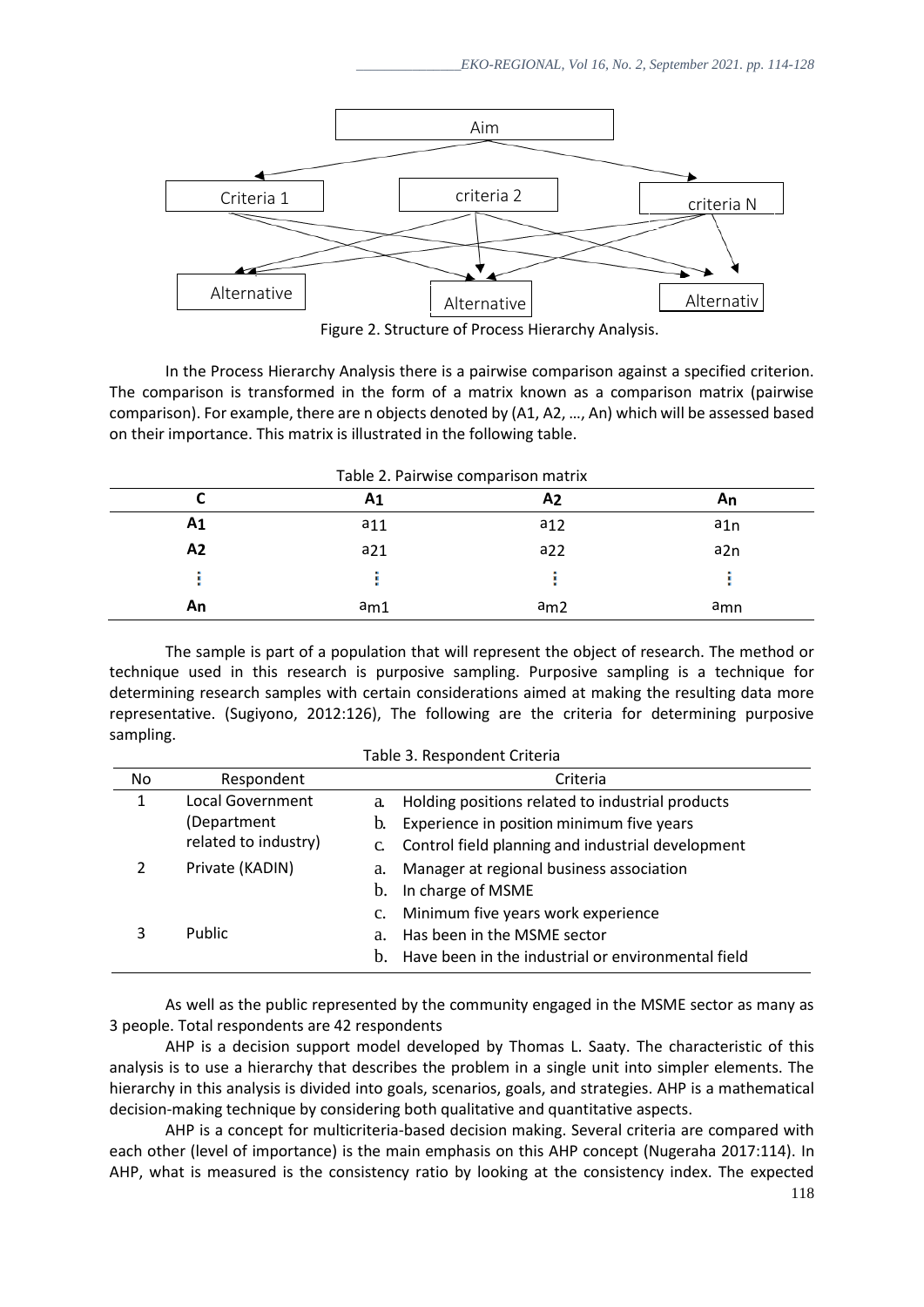Figure 2. Structure of Process Hierarchy Analysis.

In the Process Hierarchy Analysis there is a pairwise comparison against a specified criterion. The comparison is transformed in the form of a matrix known as a comparison matrix (pairwise comparison). For example, there are n objects denoted by (A1, A2, …, An) which will be assessed based on their importance. This matrix is illustrated in the following table.

Table 2. Pairwise comparison matrix

| C | $A_1$ | $A_2$ | $A_n$ |
|---|---|---|---|
| A1 | $a_{11}$ | $a_{12}$ | $a_{1n}$ |
| A2 | $a_{21}$ | $a_{22}$ | $a_{2n}$ |
| ⋮ | ⋮ | ⋮ | ⋮ |
| An | $a_{m1}$ | $a_{m2}$ | $a_{mn}$ |

The sample is part of a population that will represent the object of research. The method or technique used in this research is purposive sampling. Purposive sampling is a technique for determining research samples with certain considerations aimed at making the resulting data more representative. (Sugiyono, 2012:126), The following are the criteria for determining purposive sampling.

Table 3. Respondent Criteria

| No | Respondent | Criteria |
|---|---|---|
| 1 | Local Government (Department related to industry) | a. Holding positions related to industrial products<br>b. Experience in position minimum five years<br>c. Control field planning and industrial development |
| 2 | Private (KADIN) | a. Manager at regional business association<br>b. In charge of MSME<br>c. Minimum five years work experience |
| 3 | Public | a. Has been in the MSME sector<br>b. Have been in the industrial or environmental field |

As well as the public represented by the community engaged in the MSME sector as many as 3 people. Total respondents are 42 respondents

AHP is a decision support model developed by Thomas L. Saaty. The characteristic of this analysis is to use a hierarchy that describes the problem in a single unit into simpler elements. The hierarchy in this analysis is divided into goals, scenarios, goals, and strategies. AHP is a mathematical decision-making technique by considering both qualitative and quantitative aspects.

AHP is a concept for multicriteria-based decision making. Several criteria are compared with each other (level of importance) is the main emphasis on this AHP concept (Nugeraha 2017:114). In AHP, what is measured is the consistency ratio by looking at the consistency index. The expected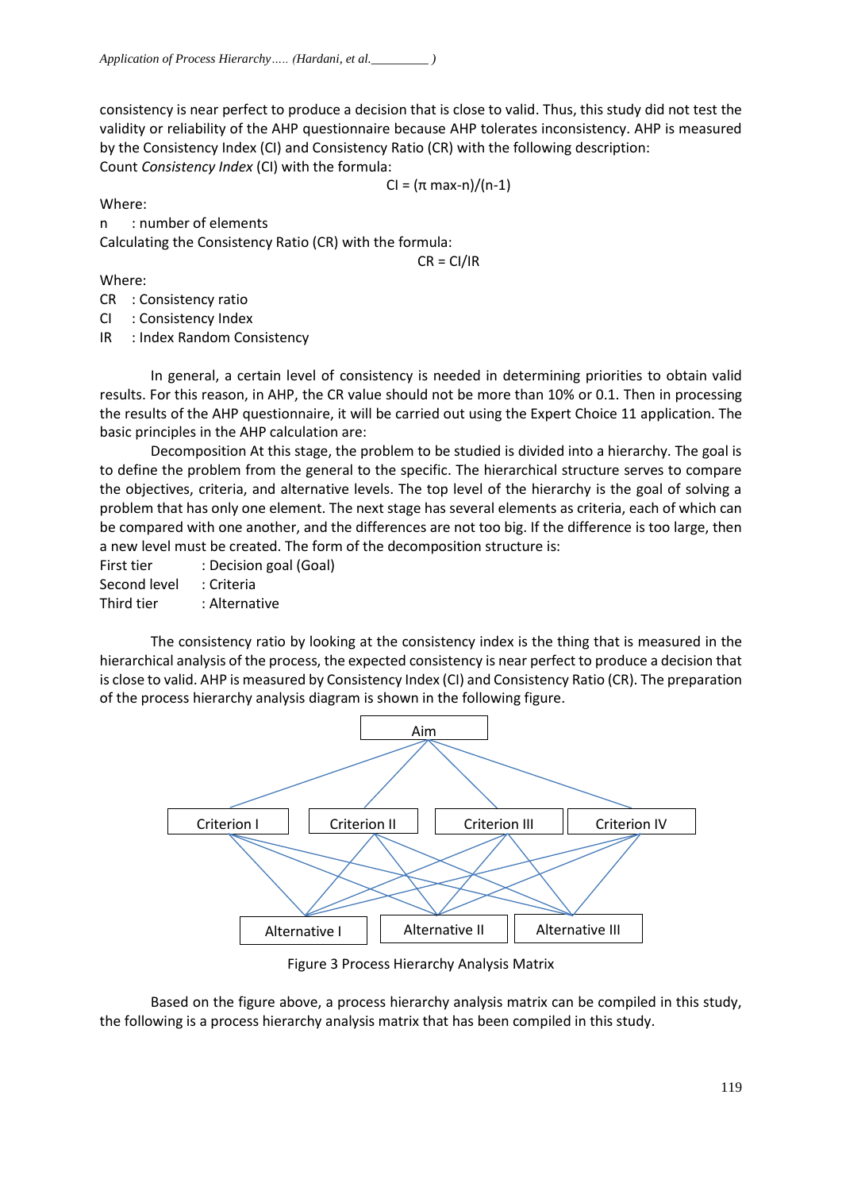consistency is near perfect to produce a decision that is close to valid. Thus, this study did not test the validity or reliability of the AHP questionnaire because AHP tolerates inconsistency. AHP is measured by the Consistency Index (CI) and Consistency Ratio (CR) with the following description:

Count *Consistency Index* (CI) with the formula:

$$CI = (\pi\ max - n)/(n-1)$$

Where:

n : number of elements

Calculating the Consistency Ratio (CR) with the formula:

$$CR = CI/IR$$

Where:

CR : Consistency ratio

CI : Consistency Index

IR : Index Random Consistency

In general, a certain level of consistency is needed in determining priorities to obtain valid results. For this reason, in AHP, the CR value should not be more than 10% or 0.1. Then in processing the results of the AHP questionnaire, it will be carried out using the Expert Choice 11 application. The basic principles in the AHP calculation are:

Decomposition At this stage, the problem to be studied is divided into a hierarchy. The goal is to define the problem from the general to the specific. The hierarchical structure serves to compare the objectives, criteria, and alternative levels. The top level of the hierarchy is the goal of solving a problem that has only one element. The next stage has several elements as criteria, each of which can be compared with one another, and the differences are not too big. If the difference is too large, then a new level must be created. The form of the decomposition structure is:

First tier : Decision goal (Goal)

Second level : Criteria

Third tier : Alternative

The consistency ratio by looking at the consistency index is the thing that is measured in the hierarchical analysis of the process, the expected consistency is near perfect to produce a decision that is close to valid. AHP is measured by Consistency Index (CI) and Consistency Ratio (CR). The preparation of the process hierarchy analysis diagram is shown in the following figure.

Aim

Criterion I | Criterion II | Criterion III | Criterion IV

Alternative I | Alternative II | Alternative III

Figure 3 Process Hierarchy Analysis Matrix

Based on the figure above, a process hierarchy analysis matrix can be compiled in this study, the following is a process hierarchy analysis matrix that has been compiled in this study.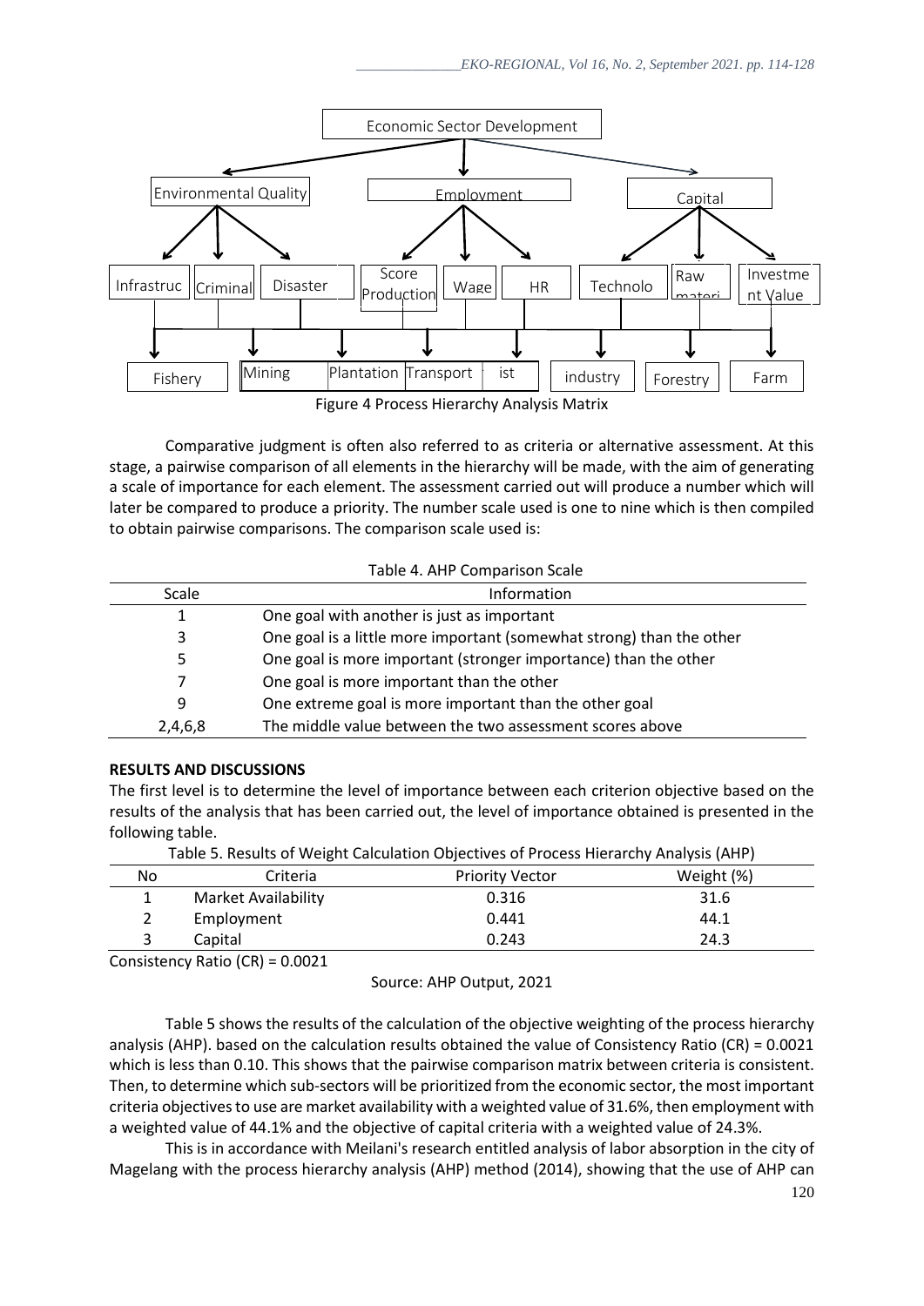Economic Sector Development

Environmental Quality | Employment | Capital

Infrastruc | Criminal | Disaster | Score Production | Wage | HR | Technolo | Raw materi | Investment Value

Fishery | Mining | Plantation | Transport | ist | industry | Forestry | Farm

Figure 4 Process Hierarchy Analysis Matrix

Comparative judgment is often also referred to as criteria or alternative assessment. At this stage, a pairwise comparison of all elements in the hierarchy will be made, with the aim of generating a scale of importance for each element. The assessment carried out will produce a number which will later be compared to produce a priority. The number scale used is one to nine which is then compiled to obtain pairwise comparisons. The comparison scale used is:

Table 4. AHP Comparison Scale

| Scale | Information |
|---|---|
| 1 | One goal with another is just as important |
| 3 | One goal is a little more important (somewhat strong) than the other |
| 5 | One goal is more important (stronger importance) than the other |
| 7 | One goal is more important than the other |
| 9 | One extreme goal is more important than the other goal |
| 2,4,6,8 | The middle value between the two assessment scores above |

**RESULTS AND DISCUSSIONS**

The first level is to determine the level of importance between each criterion objective based on the results of the analysis that has been carried out, the level of importance obtained is presented in the following table.

Table 5. Results of Weight Calculation Objectives of Process Hierarchy Analysis (AHP)

| No | Criteria | Priority Vector | Weight (%) |
|---|---|---|---|
| 1 | Market Availability | 0.316 | 31.6 |
| 2 | Employment | 0.441 | 44.1 |
| 3 | Capital | 0.243 | 24.3 |

Consistency Ratio (CR) = 0.0021

Source: AHP Output, 2021

Table 5 shows the results of the calculation of the objective weighting of the process hierarchy analysis (AHP). based on the calculation results obtained the value of Consistency Ratio (CR) = 0.0021 which is less than 0.10. This shows that the pairwise comparison matrix between criteria is consistent. Then, to determine which sub-sectors will be prioritized from the economic sector, the most important criteria objectives to use are market availability with a weighted value of 31.6%, then employment with a weighted value of 44.1% and the objective of capital criteria with a weighted value of 24.3%.

This is in accordance with Meilani's research entitled analysis of labor absorption in the city of Magelang with the process hierarchy analysis (AHP) method (2014), showing that the use of AHP can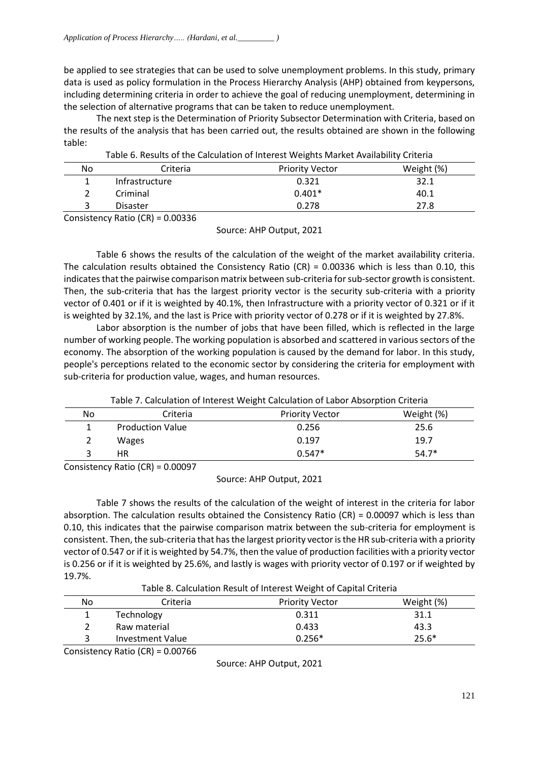be applied to see strategies that can be used to solve unemployment problems. In this study, primary data is used as policy formulation in the Process Hierarchy Analysis (AHP) obtained from keypersons, including determining criteria in order to achieve the goal of reducing unemployment, determining in the selection of alternative programs that can be taken to reduce unemployment.

The next step is the Determination of Priority Subsector Determination with Criteria, based on the results of the analysis that has been carried out, the results obtained are shown in the following table:

Table 6. Results of the Calculation of Interest Weights Market Availability Criteria

| No | Criteria | Priority Vector | Weight (%) |
|---|---|---|---|
| 1 | Infrastructure | 0.321 | 32.1 |
| 2 | Criminal | 0.401* | 40.1 |
| 3 | Disaster | 0.278 | 27.8 |

Consistency Ratio (CR) = 0.00336

Source: AHP Output, 2021

Table 6 shows the results of the calculation of the weight of the market availability criteria. The calculation results obtained the Consistency Ratio (CR) = 0.00336 which is less than 0.10, this indicates that the pairwise comparison matrix between sub-criteria for sub-sector growth is consistent. Then, the sub-criteria that has the largest priority vector is the security sub-criteria with a priority vector of 0.401 or if it is weighted by 40.1%, then Infrastructure with a priority vector of 0.321 or if it is weighted by 32.1%, and the last is Price with priority vector of 0.278 or if it is weighted by 27.8%.

Labor absorption is the number of jobs that have been filled, which is reflected in the large number of working people. The working population is absorbed and scattered in various sectors of the economy. The absorption of the working population is caused by the demand for labor. In this study, people's perceptions related to the economic sector by considering the criteria for employment with sub-criteria for production value, wages, and human resources.

Table 7. Calculation of Interest Weight Calculation of Labor Absorption Criteria

| No | Criteria | Priority Vector | Weight (%) |
|---|---|---|---|
| 1 | Production Value | 0.256 | 25.6 |
| 2 | Wages | 0.197 | 19.7 |
| 3 | HR | 0.547* | 54.7* |

Consistency Ratio (CR) = 0.00097

Source: AHP Output, 2021

Table 7 shows the results of the calculation of the weight of interest in the criteria for labor absorption. The calculation results obtained the Consistency Ratio (CR) = 0.00097 which is less than 0.10, this indicates that the pairwise comparison matrix between the sub-criteria for employment is consistent. Then, the sub-criteria that has the largest priority vector is the HR sub-criteria with a priority vector of 0.547 or if it is weighted by 54.7%, then the value of production facilities with a priority vector is 0.256 or if it is weighted by 25.6%, and lastly is wages with priority vector of 0.197 or if weighted by 19.7%.

Table 8. Calculation Result of Interest Weight of Capital Criteria

| No | Criteria | Priority Vector | Weight (%) |
|---|---|---|---|
| 1 | Technology | 0.311 | 31.1 |
| 2 | Raw material | 0.433 | 43.3 |
| 3 | Investment Value | 0.256* | 25.6* |

Consistency Ratio (CR) = 0.00766

Source: AHP Output, 2021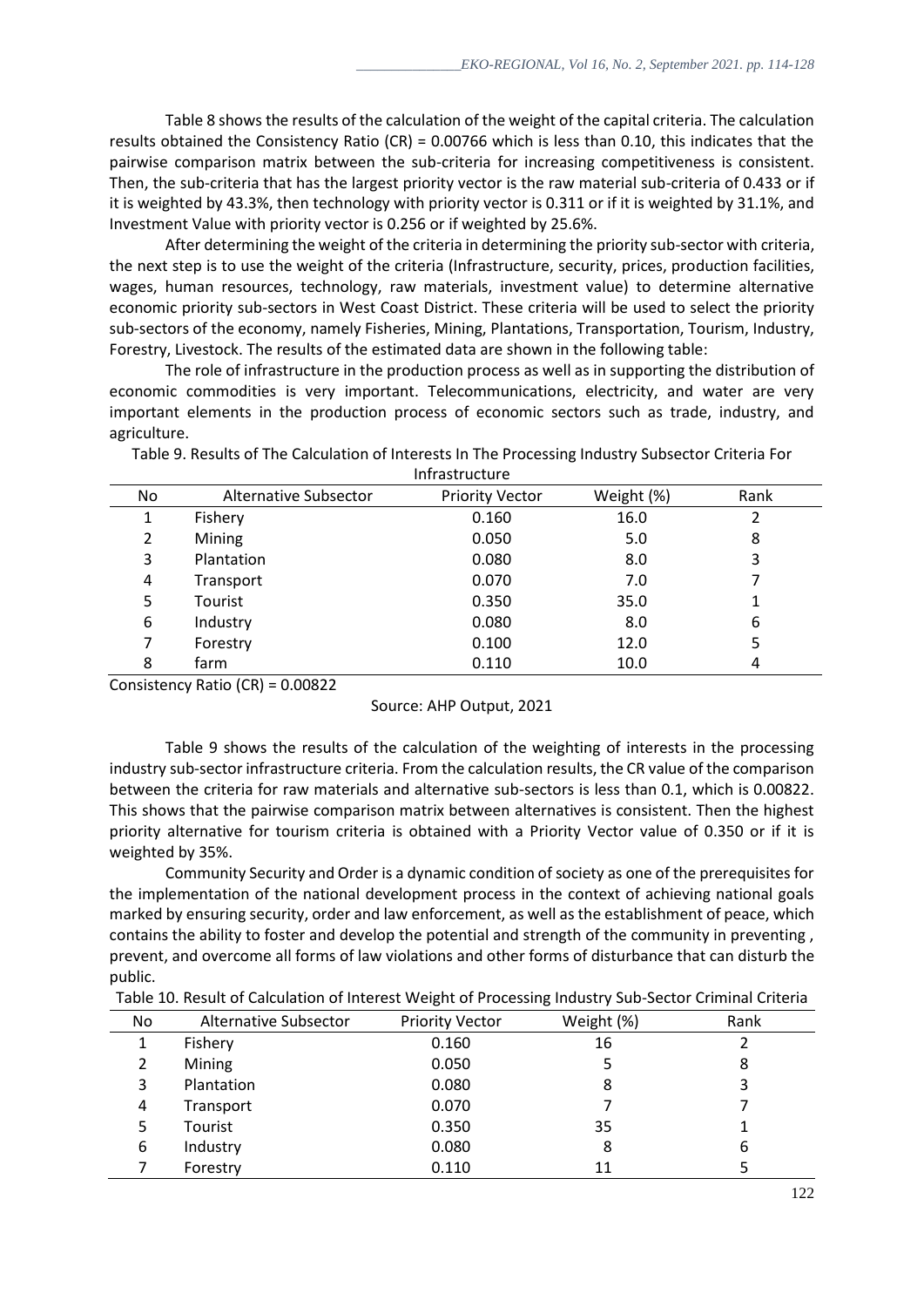Table 8 shows the results of the calculation of the weight of the capital criteria. The calculation results obtained the Consistency Ratio (CR) = 0.00766 which is less than 0.10, this indicates that the pairwise comparison matrix between the sub-criteria for increasing competitiveness is consistent. Then, the sub-criteria that has the largest priority vector is the raw material sub-criteria of 0.433 or if it is weighted by 43.3%, then technology with priority vector is 0.311 or if it is weighted by 31.1%, and Investment Value with priority vector is 0.256 or if weighted by 25.6%.

After determining the weight of the criteria in determining the priority sub-sector with criteria, the next step is to use the weight of the criteria (Infrastructure, security, prices, production facilities, wages, human resources, technology, raw materials, investment value) to determine alternative economic priority sub-sectors in West Coast District. These criteria will be used to select the priority sub-sectors of the economy, namely Fisheries, Mining, Plantations, Transportation, Tourism, Industry, Forestry, Livestock. The results of the estimated data are shown in the following table:

The role of infrastructure in the production process as well as in supporting the distribution of economic commodities is very important. Telecommunications, electricity, and water are very important elements in the production process of economic sectors such as trade, industry, and agriculture.

Table 9. Results of The Calculation of Interests In The Processing Industry Subsector Criteria For Infrastructure

| No | Alternative Subsector | Priority Vector | Weight (%) | Rank |
|---|---|---|---|---|
| 1 | Fishery | 0.160 | 16.0 | 2 |
| 2 | Mining | 0.050 | 5.0 | 8 |
| 3 | Plantation | 0.080 | 8.0 | 3 |
| 4 | Transport | 0.070 | 7.0 | 7 |
| 5 | Tourist | 0.350 | 35.0 | 1 |
| 6 | Industry | 0.080 | 8.0 | 6 |
| 7 | Forestry | 0.100 | 12.0 | 5 |
| 8 | farm | 0.110 | 10.0 | 4 |

Consistency Ratio (CR) = 0.00822

Source: AHP Output, 2021

Table 9 shows the results of the calculation of the weighting of interests in the processing industry sub-sector infrastructure criteria. From the calculation results, the CR value of the comparison between the criteria for raw materials and alternative sub-sectors is less than 0.1, which is 0.00822. This shows that the pairwise comparison matrix between alternatives is consistent. Then the highest priority alternative for tourism criteria is obtained with a Priority Vector value of 0.350 or if it is weighted by 35%.

Community Security and Order is a dynamic condition of society as one of the prerequisites for the implementation of the national development process in the context of achieving national goals marked by ensuring security, order and law enforcement, as well as the establishment of peace, which contains the ability to foster and develop the potential and strength of the community in preventing , prevent, and overcome all forms of law violations and other forms of disturbance that can disturb the public.

Table 10. Result of Calculation of Interest Weight of Processing Industry Sub-Sector Criminal Criteria

| No | Alternative Subsector | Priority Vector | Weight (%) | Rank |
|---|---|---|---|---|
| 1 | Fishery | 0.160 | 16 | 2 |
| 2 | Mining | 0.050 | 5 | 8 |
| 3 | Plantation | 0.080 | 8 | 3 |
| 4 | Transport | 0.070 | 7 | 7 |
| 5 | Tourist | 0.350 | 35 | 1 |
| 6 | Industry | 0.080 | 8 | 6 |
| 7 | Forestry | 0.110 | 11 | 5 |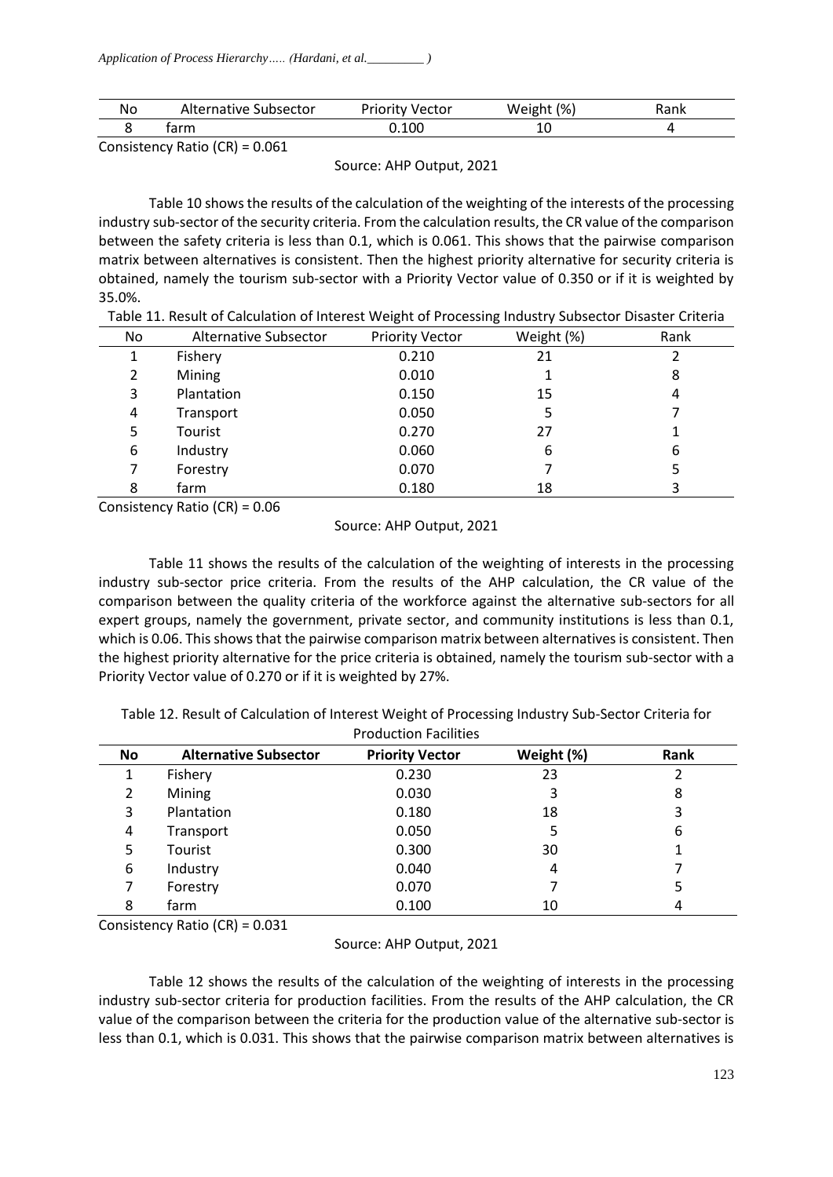| No | Alternative Subsector | Priority Vector | Weight (%) | Rank |
|---|---|---|---|---|
| 8 | farm | 0.100 | 10 | 4 |

Consistency Ratio (CR) = 0.061

Source: AHP Output, 2021

Table 10 shows the results of the calculation of the weighting of the interests of the processing industry sub-sector of the security criteria. From the calculation results, the CR value of the comparison between the safety criteria is less than 0.1, which is 0.061. This shows that the pairwise comparison matrix between alternatives is consistent. Then the highest priority alternative for security criteria is obtained, namely the tourism sub-sector with a Priority Vector value of 0.350 or if it is weighted by 35.0%.

Table 11. Result of Calculation of Interest Weight of Processing Industry Subsector Disaster Criteria

| No | Alternative Subsector | Priority Vector | Weight (%) | Rank |
|---|---|---|---|---|
| 1 | Fishery | 0.210 | 21 | 2 |
| 2 | Mining | 0.010 | 1 | 8 |
| 3 | Plantation | 0.150 | 15 | 4 |
| 4 | Transport | 0.050 | 5 | 7 |
| 5 | Tourist | 0.270 | 27 | 1 |
| 6 | Industry | 0.060 | 6 | 6 |
| 7 | Forestry | 0.070 | 7 | 5 |
| 8 | farm | 0.180 | 18 | 3 |

Consistency Ratio (CR) = 0.06

Source: AHP Output, 2021

Table 11 shows the results of the calculation of the weighting of interests in the processing industry sub-sector price criteria. From the results of the AHP calculation, the CR value of the comparison between the quality criteria of the workforce against the alternative sub-sectors for all expert groups, namely the government, private sector, and community institutions is less than 0.1, which is 0.06. This shows that the pairwise comparison matrix between alternatives is consistent. Then the highest priority alternative for the price criteria is obtained, namely the tourism sub-sector with a Priority Vector value of 0.270 or if it is weighted by 27%.

Table 12. Result of Calculation of Interest Weight of Processing Industry Sub-Sector Criteria for Production Facilities

| **No** | **Alternative Subsector** | **Priority Vector** | **Weight (%)** | **Rank** |
|---|---|---|---|---|
| 1 | Fishery | 0.230 | 23 | 2 |
| 2 | Mining | 0.030 | 3 | 8 |
| 3 | Plantation | 0.180 | 18 | 3 |
| 4 | Transport | 0.050 | 5 | 6 |
| 5 | Tourist | 0.300 | 30 | 1 |
| 6 | Industry | 0.040 | 4 | 7 |
| 7 | Forestry | 0.070 | 7 | 5 |
| 8 | farm | 0.100 | 10 | 4 |

Consistency Ratio (CR) = 0.031

Source: AHP Output, 2021

Table 12 shows the results of the calculation of the weighting of interests in the processing industry sub-sector criteria for production facilities. From the results of the AHP calculation, the CR value of the comparison between the criteria for the production value of the alternative sub-sector is less than 0.1, which is 0.031. This shows that the pairwise comparison matrix between alternatives is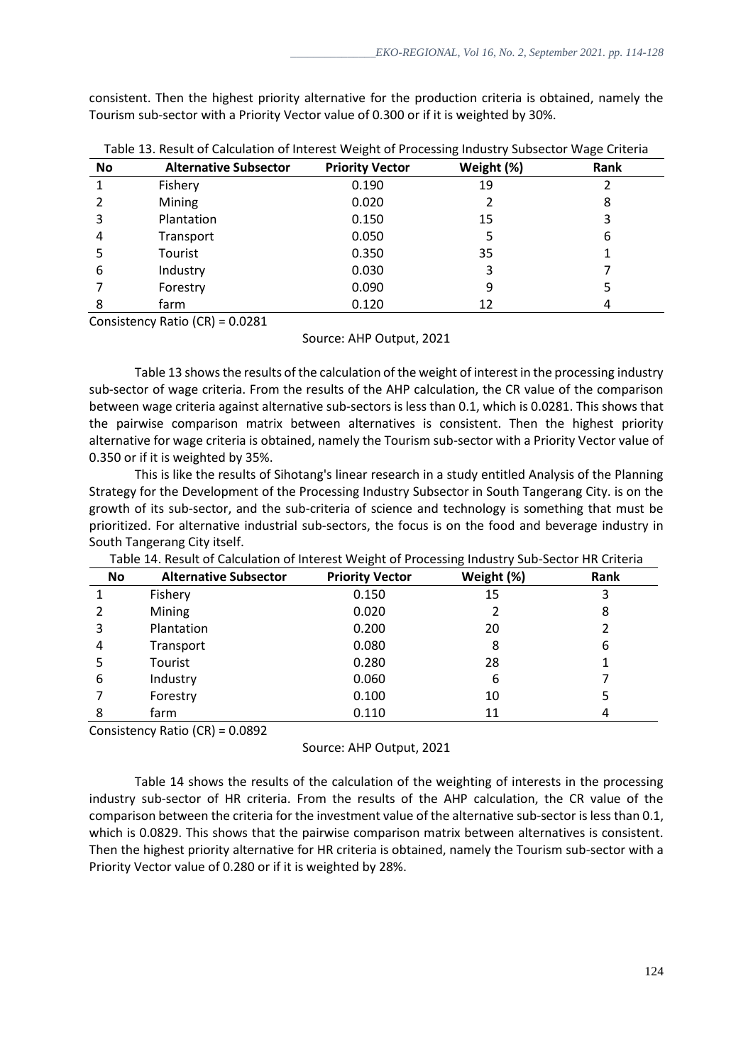consistent. Then the highest priority alternative for the production criteria is obtained, namely the Tourism sub-sector with a Priority Vector value of 0.300 or if it is weighted by 30%.

Table 13. Result of Calculation of Interest Weight of Processing Industry Subsector Wage Criteria

| No | Alternative Subsector | Priority Vector | Weight (%) | Rank |
|---|---|---|---|---|
| 1 | Fishery | 0.190 | 19 | 2 |
| 2 | Mining | 0.020 | 2 | 8 |
| 3 | Plantation | 0.150 | 15 | 3 |
| 4 | Transport | 0.050 | 5 | 6 |
| 5 | Tourist | 0.350 | 35 | 1 |
| 6 | Industry | 0.030 | 3 | 7 |
| 7 | Forestry | 0.090 | 9 | 5 |
| 8 | farm | 0.120 | 12 | 4 |

Consistency Ratio (CR) = 0.0281

Source: AHP Output, 2021

Table 13 shows the results of the calculation of the weight of interest in the processing industry sub-sector of wage criteria. From the results of the AHP calculation, the CR value of the comparison between wage criteria against alternative sub-sectors is less than 0.1, which is 0.0281. This shows that the pairwise comparison matrix between alternatives is consistent. Then the highest priority alternative for wage criteria is obtained, namely the Tourism sub-sector with a Priority Vector value of 0.350 or if it is weighted by 35%.

This is like the results of Sihotang's linear research in a study entitled Analysis of the Planning Strategy for the Development of the Processing Industry Subsector in South Tangerang City. is on the growth of its sub-sector, and the sub-criteria of science and technology is something that must be prioritized. For alternative industrial sub-sectors, the focus is on the food and beverage industry in South Tangerang City itself.

Table 14. Result of Calculation of Interest Weight of Processing Industry Sub-Sector HR Criteria

| No | Alternative Subsector | Priority Vector | Weight (%) | Rank |
|---|---|---|---|---|
| 1 | Fishery | 0.150 | 15 | 3 |
| 2 | Mining | 0.020 | 2 | 8 |
| 3 | Plantation | 0.200 | 20 | 2 |
| 4 | Transport | 0.080 | 8 | 6 |
| 5 | Tourist | 0.280 | 28 | 1 |
| 6 | Industry | 0.060 | 6 | 7 |
| 7 | Forestry | 0.100 | 10 | 5 |
| 8 | farm | 0.110 | 11 | 4 |

Consistency Ratio (CR) = 0.0892

Source: AHP Output, 2021

Table 14 shows the results of the calculation of the weighting of interests in the processing industry sub-sector of HR criteria. From the results of the AHP calculation, the CR value of the comparison between the criteria for the investment value of the alternative sub-sector is less than 0.1, which is 0.0829. This shows that the pairwise comparison matrix between alternatives is consistent. Then the highest priority alternative for HR criteria is obtained, namely the Tourism sub-sector with a Priority Vector value of 0.280 or if it is weighted by 28%.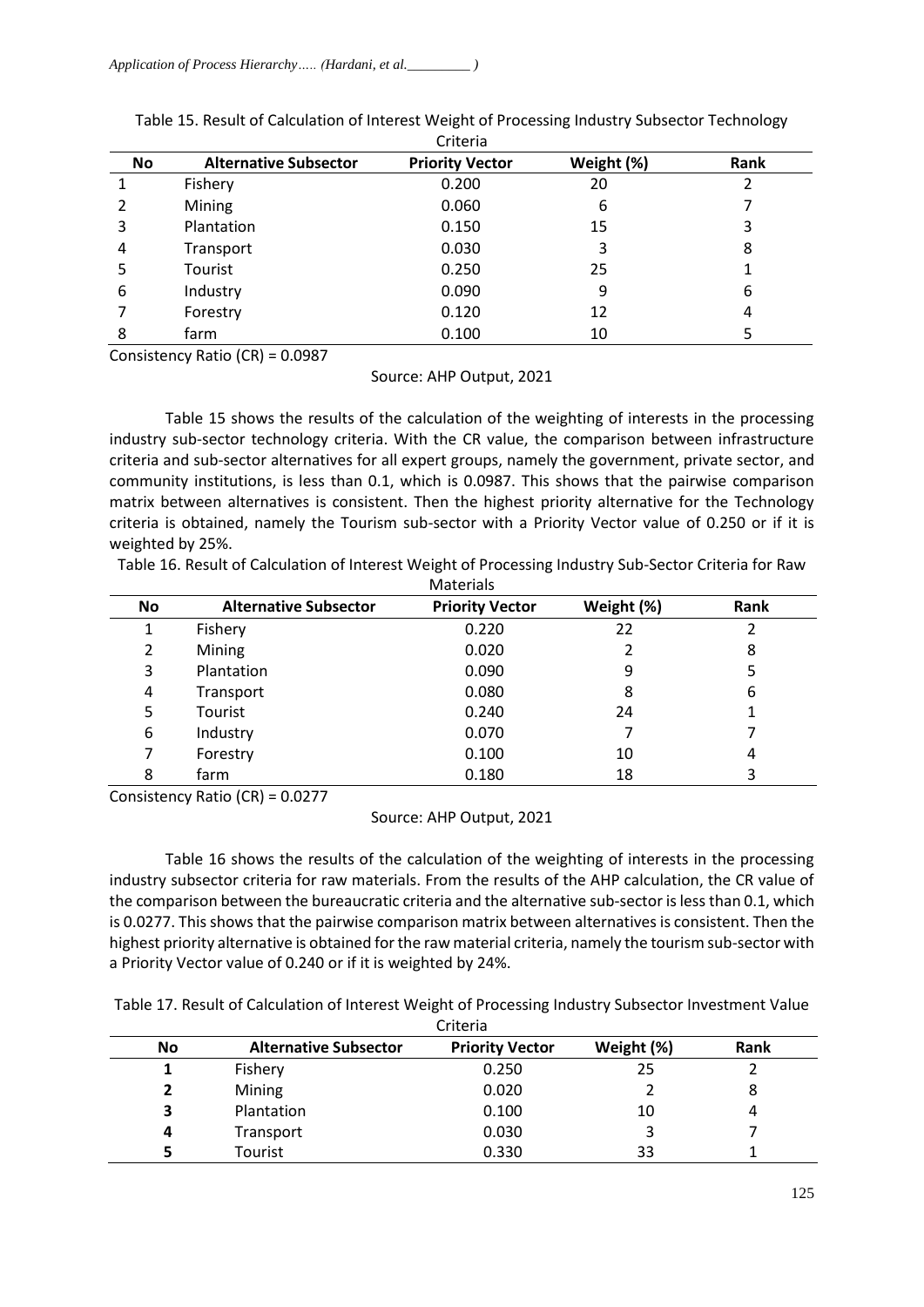Table 15. Result of Calculation of Interest Weight of Processing Industry Subsector Technology Criteria

| No | Alternative Subsector | Priority Vector | Weight (%) | Rank |
|---|---|---|---|---|
| 1 | Fishery | 0.200 | 20 | 2 |
| 2 | Mining | 0.060 | 6 | 7 |
| 3 | Plantation | 0.150 | 15 | 3 |
| 4 | Transport | 0.030 | 3 | 8 |
| 5 | Tourist | 0.250 | 25 | 1 |
| 6 | Industry | 0.090 | 9 | 6 |
| 7 | Forestry | 0.120 | 12 | 4 |
| 8 | farm | 0.100 | 10 | 5 |

Consistency Ratio (CR) = 0.0987

Source: AHP Output, 2021

Table 15 shows the results of the calculation of the weighting of interests in the processing industry sub-sector technology criteria. With the CR value, the comparison between infrastructure criteria and sub-sector alternatives for all expert groups, namely the government, private sector, and community institutions, is less than 0.1, which is 0.0987. This shows that the pairwise comparison matrix between alternatives is consistent. Then the highest priority alternative for the Technology criteria is obtained, namely the Tourism sub-sector with a Priority Vector value of 0.250 or if it is weighted by 25%.

Table 16. Result of Calculation of Interest Weight of Processing Industry Sub-Sector Criteria for Raw Materials

| No | Alternative Subsector | Priority Vector | Weight (%) | Rank |
|---|---|---|---|---|
| 1 | Fishery | 0.220 | 22 | 2 |
| 2 | Mining | 0.020 | 2 | 8 |
| 3 | Plantation | 0.090 | 9 | 5 |
| 4 | Transport | 0.080 | 8 | 6 |
| 5 | Tourist | 0.240 | 24 | 1 |
| 6 | Industry | 0.070 | 7 | 7 |
| 7 | Forestry | 0.100 | 10 | 4 |
| 8 | farm | 0.180 | 18 | 3 |

Consistency Ratio (CR) = 0.0277

Source: AHP Output, 2021

Table 16 shows the results of the calculation of the weighting of interests in the processing industry subsector criteria for raw materials. From the results of the AHP calculation, the CR value of the comparison between the bureaucratic criteria and the alternative sub-sector is less than 0.1, which is 0.0277. This shows that the pairwise comparison matrix between alternatives is consistent. Then the highest priority alternative is obtained for the raw material criteria, namely the tourism sub-sector with a Priority Vector value of 0.240 or if it is weighted by 24%.

Table 17. Result of Calculation of Interest Weight of Processing Industry Subsector Investment Value Criteria

| No | Alternative Subsector | Priority Vector | Weight (%) | Rank |
|---|---|---|---|---|
| **1** | Fishery | 0.250 | 25 | 2 |
| **2** | Mining | 0.020 | 2 | 8 |
| **3** | Plantation | 0.100 | 10 | 4 |
| **4** | Transport | 0.030 | 3 | 7 |
| **5** | Tourist | 0.330 | 33 | 1 |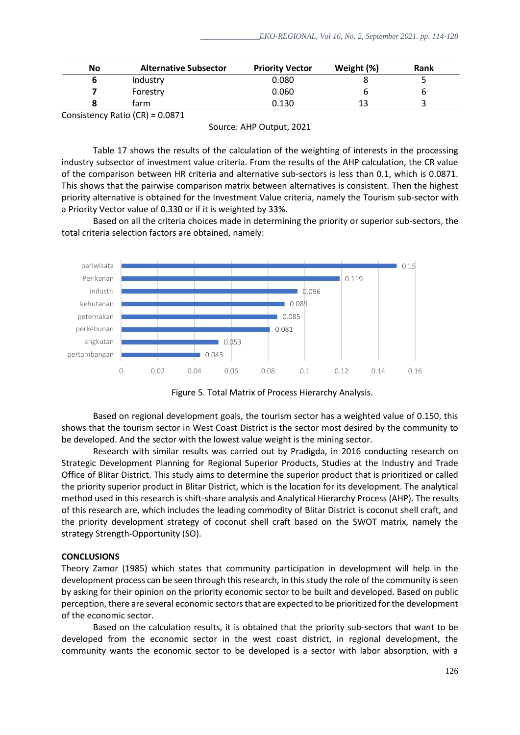| No | Alternative Subsector | Priority Vector | Weight (%) | Rank |
|---|---|---|---|---|
| **6** | Industry | 0.080 | 8 | 5 |
| **7** | Forestry | 0.060 | 6 | 6 |
| **8** | farm | 0.130 | 13 | 3 |

Consistency Ratio (CR) = 0.0871

Source: AHP Output, 2021

Table 17 shows the results of the calculation of the weighting of interests in the processing industry subsector of investment value criteria. From the results of the AHP calculation, the CR value of the comparison between HR criteria and alternative sub-sectors is less than 0.1, which is 0.0871. This shows that the pairwise comparison matrix between alternatives is consistent. Then the highest priority alternative is obtained for the Investment Value criteria, namely the Tourism sub-sector with a Priority Vector value of 0.330 or if it is weighted by 33%.

Based on all the criteria choices made in determining the priority or superior sub-sectors, the total criteria selection factors are obtained, namely:

| Sub-sector | Value |
|---|---|
| pariwisata | 0.15 |
| Perikanan | 0.119 |
| industri | 0.096 |
| kehutanan | 0.089 |
| peternakan | 0.085 |
| perkebunan | 0.081 |
| angkutan | 0.053 |
| pertambangan | 0.043 |

Figure 5. Total Matrix of Process Hierarchy Analysis.

Based on regional development goals, the tourism sector has a weighted value of 0.150, this shows that the tourism sector in West Coast District is the sector most desired by the community to be developed. And the sector with the lowest value weight is the mining sector.

Research with similar results was carried out by Pradigda, in 2016 conducting research on Strategic Development Planning for Regional Superior Products, Studies at the Industry and Trade Office of Blitar District. This study aims to determine the superior product that is prioritized or called the priority superior product in Blitar District, which is the location for its development. The analytical method used in this research is shift-share analysis and Analytical Hierarchy Process (AHP). The results of this research are, which includes the leading commodity of Blitar District is coconut shell craft, and the priority development strategy of coconut shell craft based on the SWOT matrix, namely the strategy Strength-Opportunity (SO).

## CONCLUSIONS

Theory Zamor (1985) which states that community participation in development will help in the development process can be seen through this research, in this study the role of the community is seen by asking for their opinion on the priority economic sector to be built and developed. Based on public perception, there are several economic sectors that are expected to be prioritized for the development of the economic sector.

Based on the calculation results, it is obtained that the priority sub-sectors that want to be developed from the economic sector in the west coast district, in regional development, the community wants the economic sector to be developed is a sector with labor absorption, with a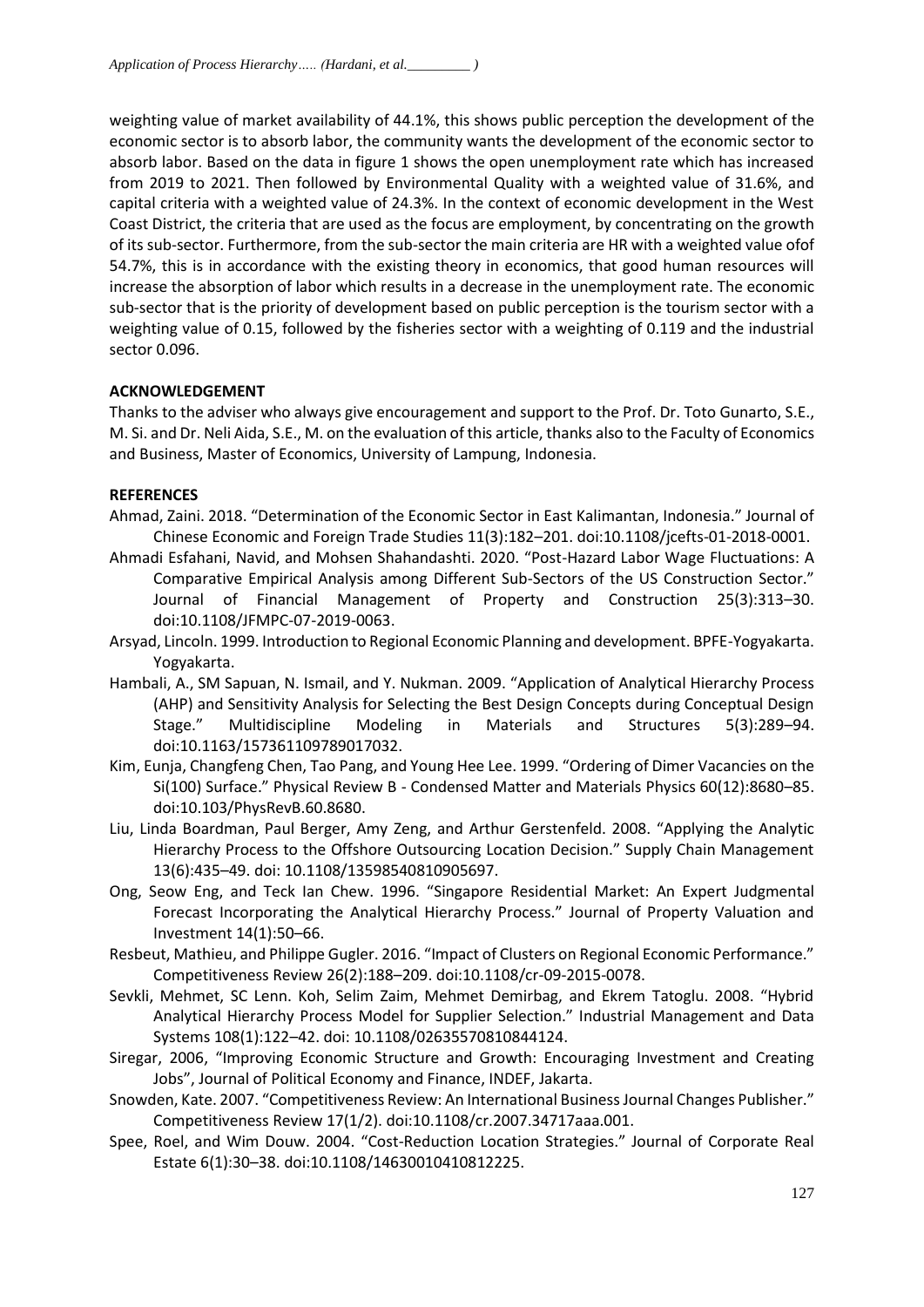weighting value of market availability of 44.1%, this shows public perception the development of the economic sector is to absorb labor, the community wants the development of the economic sector to absorb labor. Based on the data in figure 1 shows the open unemployment rate which has increased from 2019 to 2021. Then followed by Environmental Quality with a weighted value of 31.6%, and capital criteria with a weighted value of 24.3%. In the context of economic development in the West Coast District, the criteria that are used as the focus are employment, by concentrating on the growth of its sub-sector. Furthermore, from the sub-sector the main criteria are HR with a weighted value ofof 54.7%, this is in accordance with the existing theory in economics, that good human resources will increase the absorption of labor which results in a decrease in the unemployment rate. The economic sub-sector that is the priority of development based on public perception is the tourism sector with a weighting value of 0.15, followed by the fisheries sector with a weighting of 0.119 and the industrial sector 0.096.

**ACKNOWLEDGEMENT**

Thanks to the adviser who always give encouragement and support to the Prof. Dr. Toto Gunarto, S.E., M. Si. and Dr. Neli Aida, S.E., M. on the evaluation of this article, thanks also to the Faculty of Economics and Business, Master of Economics, University of Lampung, Indonesia.

**REFERENCES**

Ahmad, Zaini. 2018. "Determination of the Economic Sector in East Kalimantan, Indonesia." Journal of Chinese Economic and Foreign Trade Studies 11(3):182–201. doi:10.1108/jcefts-01-2018-0001.

Ahmadi Esfahani, Navid, and Mohsen Shahandashti. 2020. "Post-Hazard Labor Wage Fluctuations: A Comparative Empirical Analysis among Different Sub-Sectors of the US Construction Sector." Journal of Financial Management of Property and Construction 25(3):313–30. doi:10.1108/JFMPC-07-2019-0063.

Arsyad, Lincoln. 1999. Introduction to Regional Economic Planning and development. BPFE-Yogyakarta. Yogyakarta.

Hambali, A., SM Sapuan, N. Ismail, and Y. Nukman. 2009. "Application of Analytical Hierarchy Process (AHP) and Sensitivity Analysis for Selecting the Best Design Concepts during Conceptual Design Stage." Multidiscipline Modeling in Materials and Structures 5(3):289–94. doi:10.1163/157361109789017032.

Kim, Eunja, Changfeng Chen, Tao Pang, and Young Hee Lee. 1999. "Ordering of Dimer Vacancies on the Si(100) Surface." Physical Review B - Condensed Matter and Materials Physics 60(12):8680–85. doi:10.103/PhysRevB.60.8680.

Liu, Linda Boardman, Paul Berger, Amy Zeng, and Arthur Gerstenfeld. 2008. "Applying the Analytic Hierarchy Process to the Offshore Outsourcing Location Decision." Supply Chain Management 13(6):435–49. doi: 10.1108/13598540810905697.

Ong, Seow Eng, and Teck Ian Chew. 1996. "Singapore Residential Market: An Expert Judgmental Forecast Incorporating the Analytical Hierarchy Process." Journal of Property Valuation and Investment 14(1):50–66.

Resbeut, Mathieu, and Philippe Gugler. 2016. "Impact of Clusters on Regional Economic Performance." Competitiveness Review 26(2):188–209. doi:10.1108/cr-09-2015-0078.

Sevkli, Mehmet, SC Lenn. Koh, Selim Zaim, Mehmet Demirbag, and Ekrem Tatoglu. 2008. "Hybrid Analytical Hierarchy Process Model for Supplier Selection." Industrial Management and Data Systems 108(1):122–42. doi: 10.1108/02635570810844124.

Siregar, 2006, "Improving Economic Structure and Growth: Encouraging Investment and Creating Jobs", Journal of Political Economy and Finance, INDEF, Jakarta.

Snowden, Kate. 2007. "Competitiveness Review: An International Business Journal Changes Publisher." Competitiveness Review 17(1/2). doi:10.1108/cr.2007.34717aaa.001.

Spee, Roel, and Wim Douw. 2004. "Cost-Reduction Location Strategies." Journal of Corporate Real Estate 6(1):30–38. doi:10.1108/14630010410812225.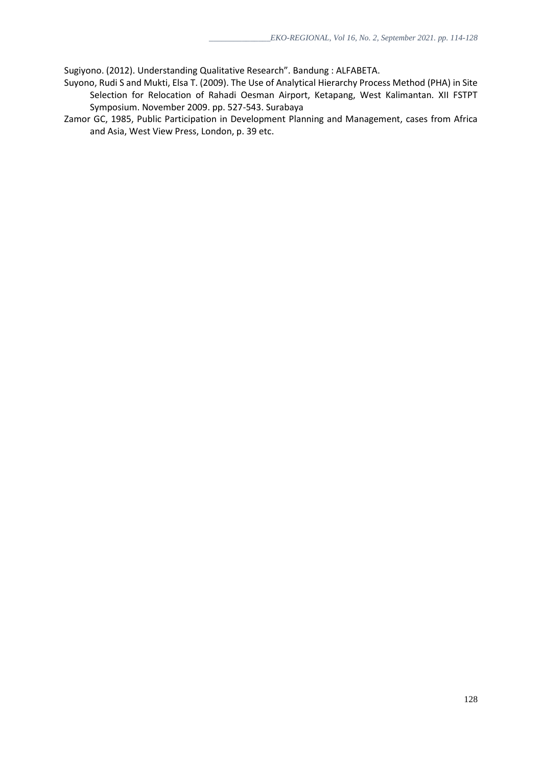Sugiyono. (2012). Understanding Qualitative Research". Bandung : ALFABETA.

Suyono, Rudi S and Mukti, Elsa T. (2009). The Use of Analytical Hierarchy Process Method (PHA) in Site Selection for Relocation of Rahadi Oesman Airport, Ketapang, West Kalimantan. XII FSTPT Symposium. November 2009. pp. 527-543. Surabaya

Zamor GC, 1985, Public Participation in Development Planning and Management, cases from Africa and Asia, West View Press, London, p. 39 etc.